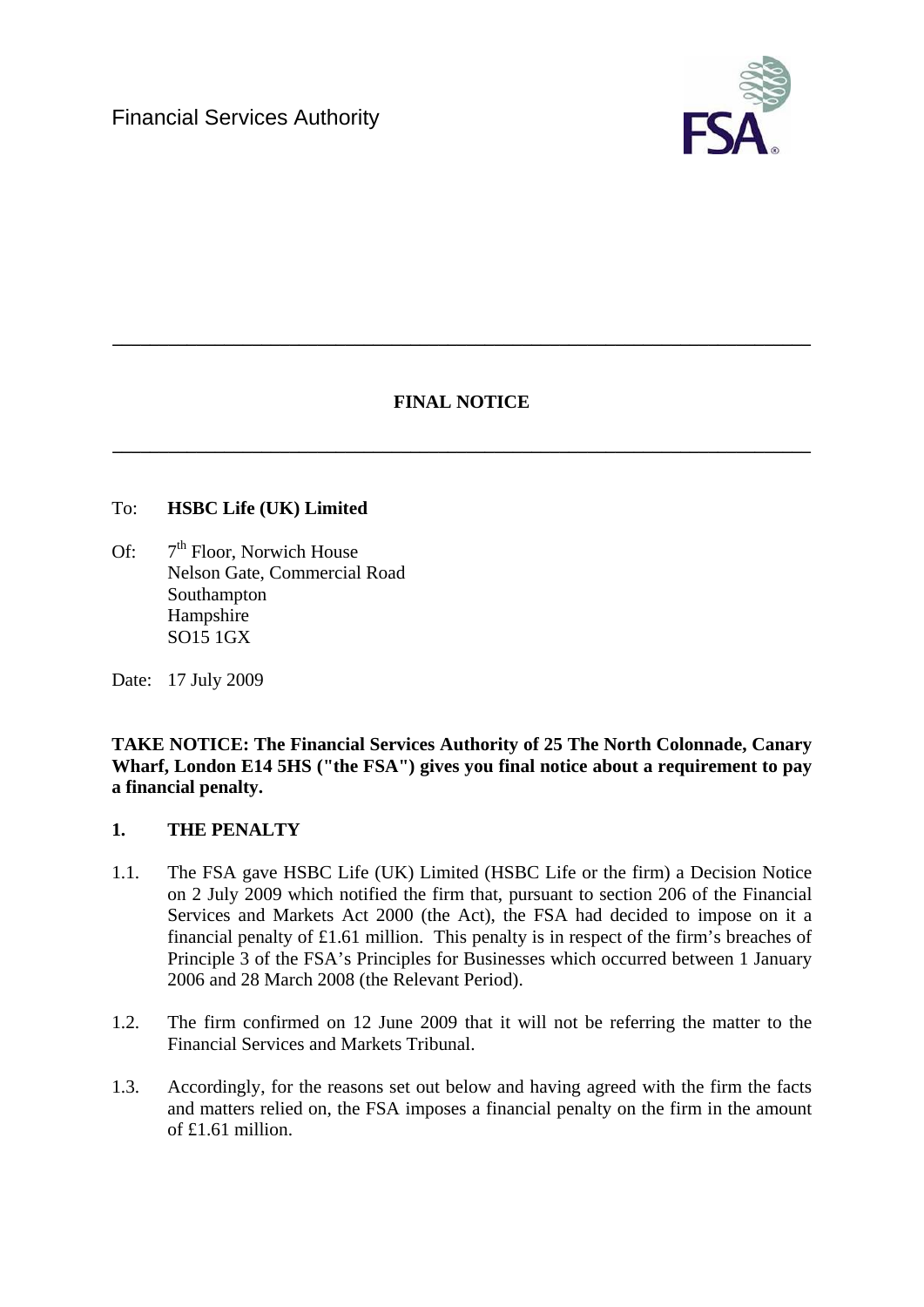Financial Services Authority

---

**FINAL NOTICE**

---

To: **HSBC Life (UK) Limited**

Of: 7th Floor, Norwich House
Nelson Gate, Commercial Road
Southampton
Hampshire
SO15 1GX

Date: 17 July 2009

**TAKE NOTICE: The Financial Services Authority of 25 The North Colonnade, Canary Wharf, London E14 5HS ("the FSA") gives you final notice about a requirement to pay a financial penalty.**

## 1. THE PENALTY

1.1. The FSA gave HSBC Life (UK) Limited (HSBC Life or the firm) a Decision Notice on 2 July 2009 which notified the firm that, pursuant to section 206 of the Financial Services and Markets Act 2000 (the Act), the FSA had decided to impose on it a financial penalty of £1.61 million. This penalty is in respect of the firm's breaches of Principle 3 of the FSA's Principles for Businesses which occurred between 1 January 2006 and 28 March 2008 (the Relevant Period).

1.2. The firm confirmed on 12 June 2009 that it will not be referring the matter to the Financial Services and Markets Tribunal.

1.3. Accordingly, for the reasons set out below and having agreed with the firm the facts and matters relied on, the FSA imposes a financial penalty on the firm in the amount of £1.61 million.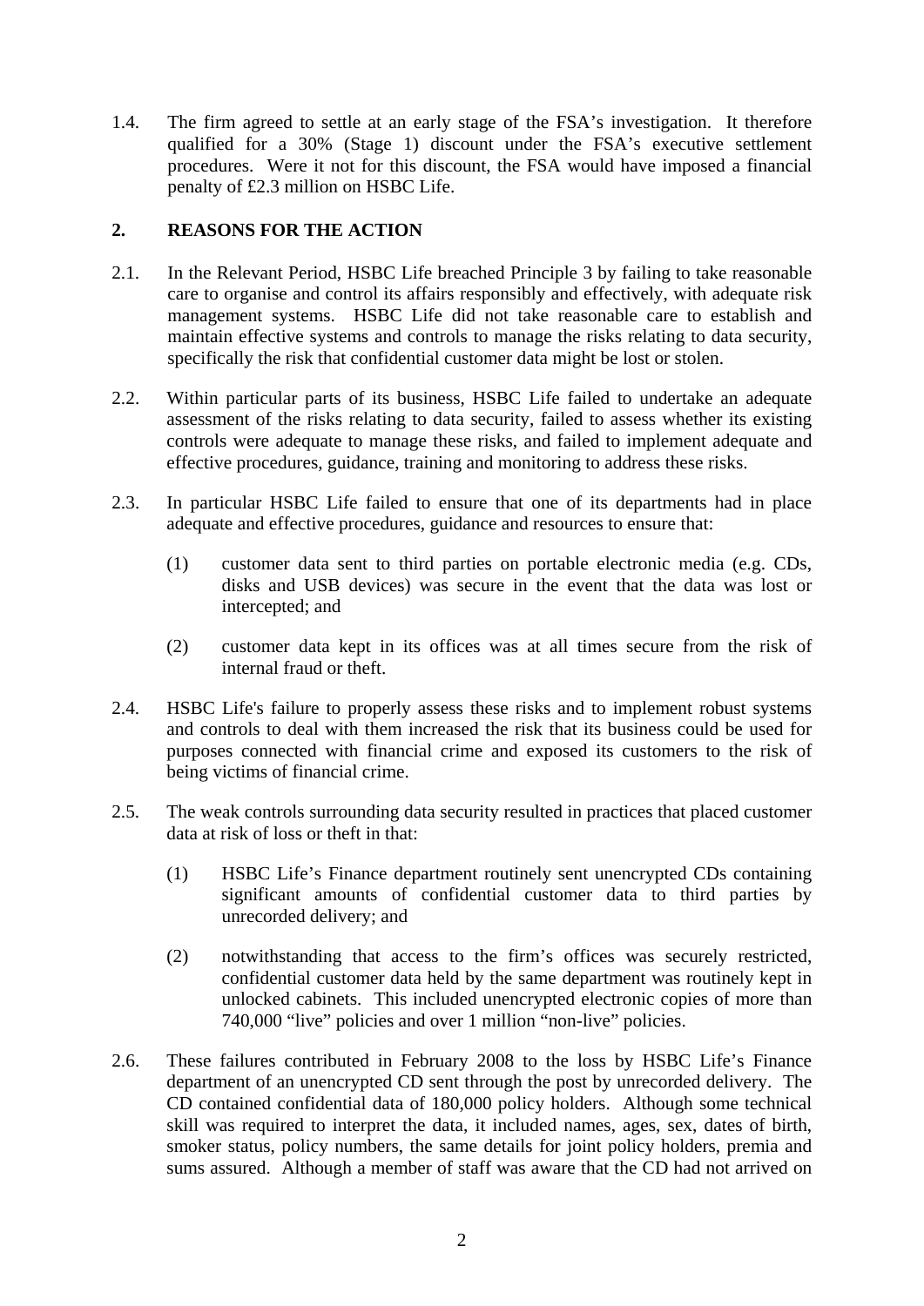1.4. The firm agreed to settle at an early stage of the FSA's investigation. It therefore qualified for a 30% (Stage 1) discount under the FSA's executive settlement procedures. Were it not for this discount, the FSA would have imposed a financial penalty of £2.3 million on HSBC Life.

## 2. REASONS FOR THE ACTION

2.1. In the Relevant Period, HSBC Life breached Principle 3 by failing to take reasonable care to organise and control its affairs responsibly and effectively, with adequate risk management systems. HSBC Life did not take reasonable care to establish and maintain effective systems and controls to manage the risks relating to data security, specifically the risk that confidential customer data might be lost or stolen.

2.2. Within particular parts of its business, HSBC Life failed to undertake an adequate assessment of the risks relating to data security, failed to assess whether its existing controls were adequate to manage these risks, and failed to implement adequate and effective procedures, guidance, training and monitoring to address these risks.

2.3. In particular HSBC Life failed to ensure that one of its departments had in place adequate and effective procedures, guidance and resources to ensure that:

(1) customer data sent to third parties on portable electronic media (e.g. CDs, disks and USB devices) was secure in the event that the data was lost or intercepted; and

(2) customer data kept in its offices was at all times secure from the risk of internal fraud or theft.

2.4. HSBC Life's failure to properly assess these risks and to implement robust systems and controls to deal with them increased the risk that its business could be used for purposes connected with financial crime and exposed its customers to the risk of being victims of financial crime.

2.5. The weak controls surrounding data security resulted in practices that placed customer data at risk of loss or theft in that:

(1) HSBC Life's Finance department routinely sent unencrypted CDs containing significant amounts of confidential customer data to third parties by unrecorded delivery; and

(2) notwithstanding that access to the firm's offices was securely restricted, confidential customer data held by the same department was routinely kept in unlocked cabinets. This included unencrypted electronic copies of more than 740,000 "live" policies and over 1 million "non-live" policies.

2.6. These failures contributed in February 2008 to the loss by HSBC Life's Finance department of an unencrypted CD sent through the post by unrecorded delivery. The CD contained confidential data of 180,000 policy holders. Although some technical skill was required to interpret the data, it included names, ages, sex, dates of birth, smoker status, policy numbers, the same details for joint policy holders, premia and sums assured. Although a member of staff was aware that the CD had not arrived on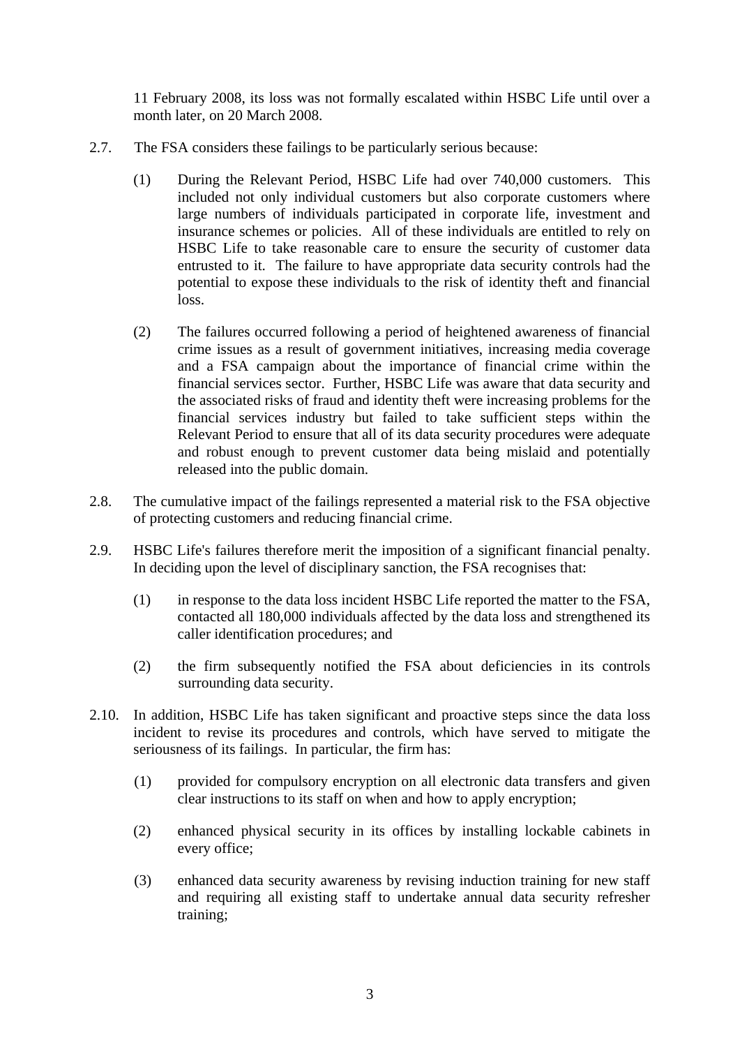11 February 2008, its loss was not formally escalated within HSBC Life until over a month later, on 20 March 2008.

2.7. The FSA considers these failings to be particularly serious because:

(1) During the Relevant Period, HSBC Life had over 740,000 customers. This included not only individual customers but also corporate customers where large numbers of individuals participated in corporate life, investment and insurance schemes or policies. All of these individuals are entitled to rely on HSBC Life to take reasonable care to ensure the security of customer data entrusted to it. The failure to have appropriate data security controls had the potential to expose these individuals to the risk of identity theft and financial loss.

(2) The failures occurred following a period of heightened awareness of financial crime issues as a result of government initiatives, increasing media coverage and a FSA campaign about the importance of financial crime within the financial services sector. Further, HSBC Life was aware that data security and the associated risks of fraud and identity theft were increasing problems for the financial services industry but failed to take sufficient steps within the Relevant Period to ensure that all of its data security procedures were adequate and robust enough to prevent customer data being mislaid and potentially released into the public domain.

2.8. The cumulative impact of the failings represented a material risk to the FSA objective of protecting customers and reducing financial crime.

2.9. HSBC Life's failures therefore merit the imposition of a significant financial penalty. In deciding upon the level of disciplinary sanction, the FSA recognises that:

(1) in response to the data loss incident HSBC Life reported the matter to the FSA, contacted all 180,000 individuals affected by the data loss and strengthened its caller identification procedures; and

(2) the firm subsequently notified the FSA about deficiencies in its controls surrounding data security.

2.10. In addition, HSBC Life has taken significant and proactive steps since the data loss incident to revise its procedures and controls, which have served to mitigate the seriousness of its failings. In particular, the firm has:

(1) provided for compulsory encryption on all electronic data transfers and given clear instructions to its staff on when and how to apply encryption;

(2) enhanced physical security in its offices by installing lockable cabinets in every office;

(3) enhanced data security awareness by revising induction training for new staff and requiring all existing staff to undertake annual data security refresher training;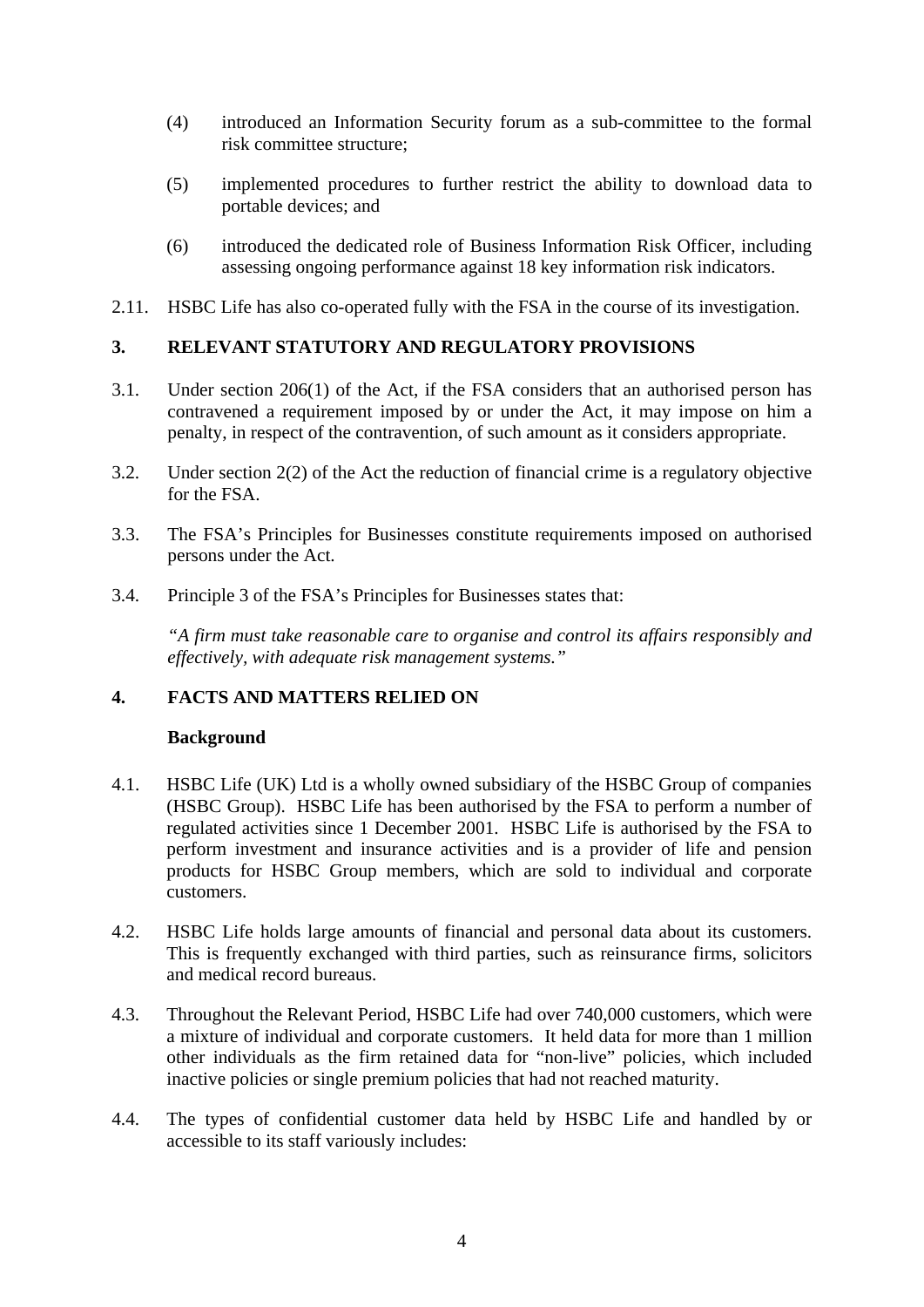(4) introduced an Information Security forum as a sub-committee to the formal risk committee structure;

(5) implemented procedures to further restrict the ability to download data to portable devices; and

(6) introduced the dedicated role of Business Information Risk Officer, including assessing ongoing performance against 18 key information risk indicators.

2.11. HSBC Life has also co-operated fully with the FSA in the course of its investigation.

## 3. RELEVANT STATUTORY AND REGULATORY PROVISIONS

3.1. Under section 206(1) of the Act, if the FSA considers that an authorised person has contravened a requirement imposed by or under the Act, it may impose on him a penalty, in respect of the contravention, of such amount as it considers appropriate.

3.2. Under section 2(2) of the Act the reduction of financial crime is a regulatory objective for the FSA.

3.3. The FSA's Principles for Businesses constitute requirements imposed on authorised persons under the Act.

3.4. Principle 3 of the FSA's Principles for Businesses states that:

*"A firm must take reasonable care to organise and control its affairs responsibly and effectively, with adequate risk management systems."*

## 4. FACTS AND MATTERS RELIED ON

### Background

4.1. HSBC Life (UK) Ltd is a wholly owned subsidiary of the HSBC Group of companies (HSBC Group). HSBC Life has been authorised by the FSA to perform a number of regulated activities since 1 December 2001. HSBC Life is authorised by the FSA to perform investment and insurance activities and is a provider of life and pension products for HSBC Group members, which are sold to individual and corporate customers.

4.2. HSBC Life holds large amounts of financial and personal data about its customers. This is frequently exchanged with third parties, such as reinsurance firms, solicitors and medical record bureaus.

4.3. Throughout the Relevant Period, HSBC Life had over 740,000 customers, which were a mixture of individual and corporate customers. It held data for more than 1 million other individuals as the firm retained data for "non-live" policies, which included inactive policies or single premium policies that had not reached maturity.

4.4. The types of confidential customer data held by HSBC Life and handled by or accessible to its staff variously includes: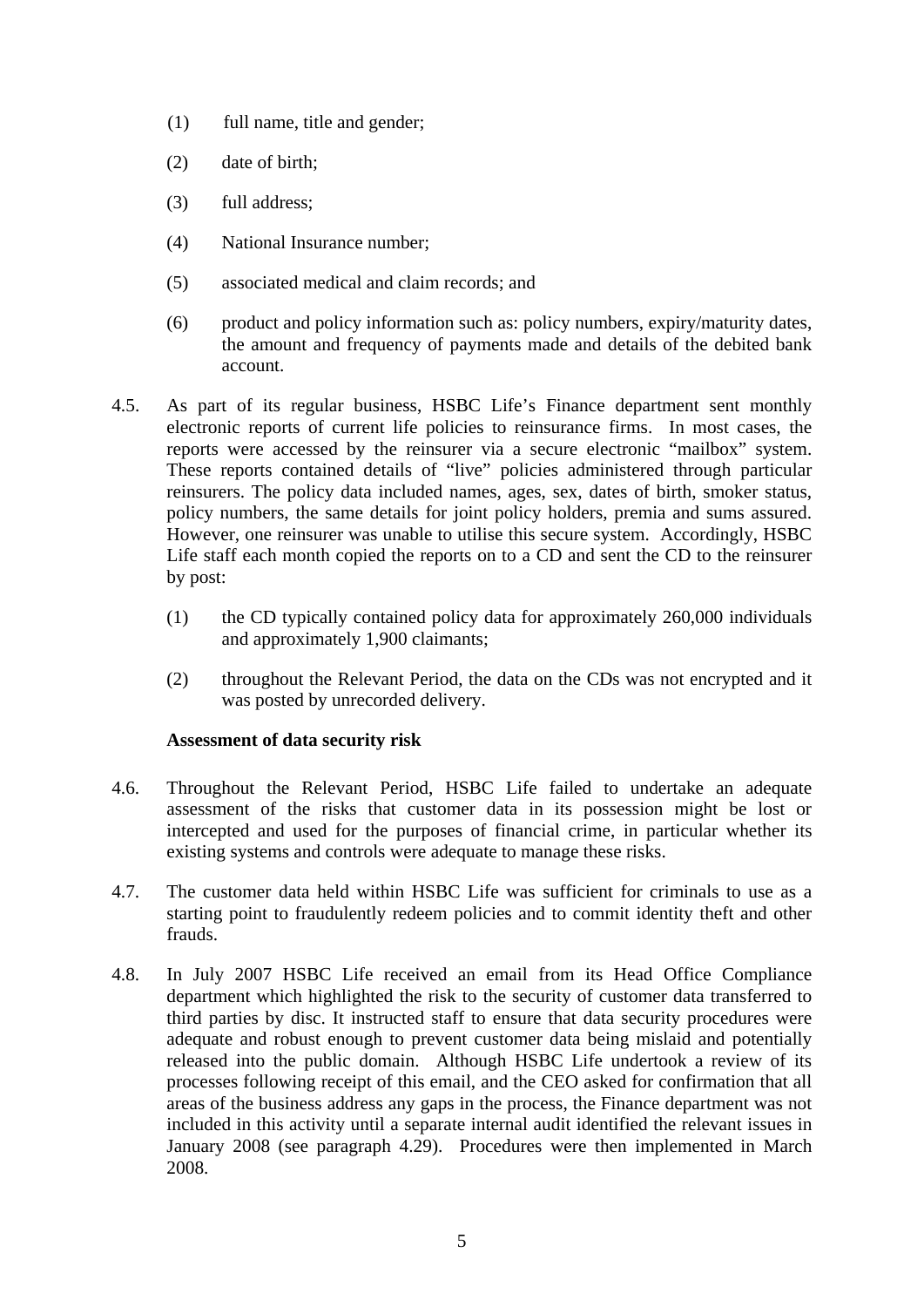(1) full name, title and gender;

(2) date of birth;

(3) full address;

(4) National Insurance number;

(5) associated medical and claim records; and

(6) product and policy information such as: policy numbers, expiry/maturity dates, the amount and frequency of payments made and details of the debited bank account.

4.5. As part of its regular business, HSBC Life's Finance department sent monthly electronic reports of current life policies to reinsurance firms. In most cases, the reports were accessed by the reinsurer via a secure electronic "mailbox" system. These reports contained details of "live" policies administered through particular reinsurers. The policy data included names, ages, sex, dates of birth, smoker status, policy numbers, the same details for joint policy holders, premia and sums assured. However, one reinsurer was unable to utilise this secure system. Accordingly, HSBC Life staff each month copied the reports on to a CD and sent the CD to the reinsurer by post:

(1) the CD typically contained policy data for approximately 260,000 individuals and approximately 1,900 claimants;

(2) throughout the Relevant Period, the data on the CDs was not encrypted and it was posted by unrecorded delivery.

**Assessment of data security risk**

4.6. Throughout the Relevant Period, HSBC Life failed to undertake an adequate assessment of the risks that customer data in its possession might be lost or intercepted and used for the purposes of financial crime, in particular whether its existing systems and controls were adequate to manage these risks.

4.7. The customer data held within HSBC Life was sufficient for criminals to use as a starting point to fraudulently redeem policies and to commit identity theft and other frauds.

4.8. In July 2007 HSBC Life received an email from its Head Office Compliance department which highlighted the risk to the security of customer data transferred to third parties by disc. It instructed staff to ensure that data security procedures were adequate and robust enough to prevent customer data being mislaid and potentially released into the public domain. Although HSBC Life undertook a review of its processes following receipt of this email, and the CEO asked for confirmation that all areas of the business address any gaps in the process, the Finance department was not included in this activity until a separate internal audit identified the relevant issues in January 2008 (see paragraph 4.29). Procedures were then implemented in March 2008.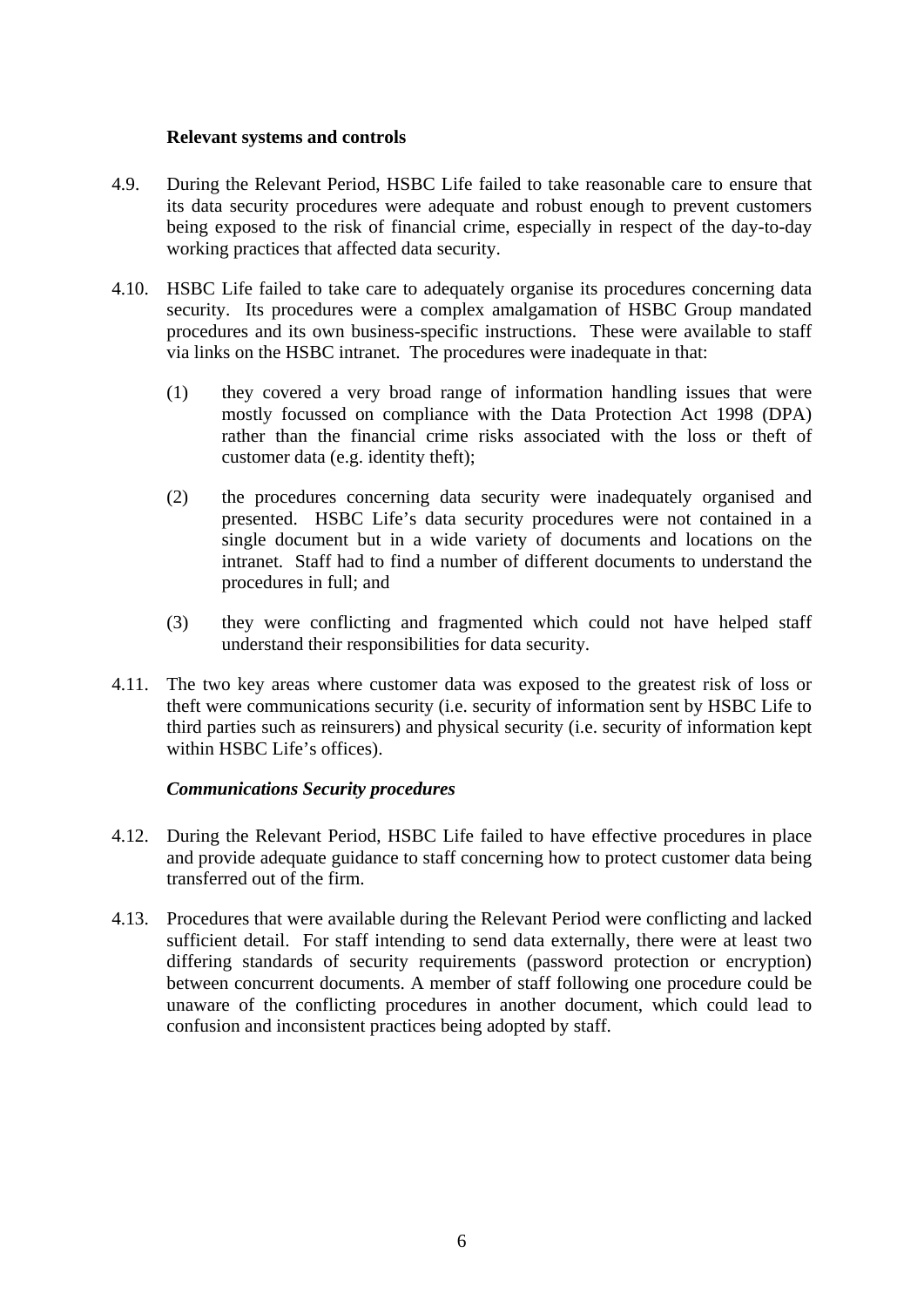**Relevant systems and controls**

4.9. During the Relevant Period, HSBC Life failed to take reasonable care to ensure that its data security procedures were adequate and robust enough to prevent customers being exposed to the risk of financial crime, especially in respect of the day-to-day working practices that affected data security.

4.10. HSBC Life failed to take care to adequately organise its procedures concerning data security. Its procedures were a complex amalgamation of HSBC Group mandated procedures and its own business-specific instructions. These were available to staff via links on the HSBC intranet. The procedures were inadequate in that:

(1) they covered a very broad range of information handling issues that were mostly focussed on compliance with the Data Protection Act 1998 (DPA) rather than the financial crime risks associated with the loss or theft of customer data (e.g. identity theft);

(2) the procedures concerning data security were inadequately organised and presented. HSBC Life's data security procedures were not contained in a single document but in a wide variety of documents and locations on the intranet. Staff had to find a number of different documents to understand the procedures in full; and

(3) they were conflicting and fragmented which could not have helped staff understand their responsibilities for data security.

4.11. The two key areas where customer data was exposed to the greatest risk of loss or theft were communications security (i.e. security of information sent by HSBC Life to third parties such as reinsurers) and physical security (i.e. security of information kept within HSBC Life's offices).

***Communications Security procedures***

4.12. During the Relevant Period, HSBC Life failed to have effective procedures in place and provide adequate guidance to staff concerning how to protect customer data being transferred out of the firm.

4.13. Procedures that were available during the Relevant Period were conflicting and lacked sufficient detail. For staff intending to send data externally, there were at least two differing standards of security requirements (password protection or encryption) between concurrent documents. A member of staff following one procedure could be unaware of the conflicting procedures in another document, which could lead to confusion and inconsistent practices being adopted by staff.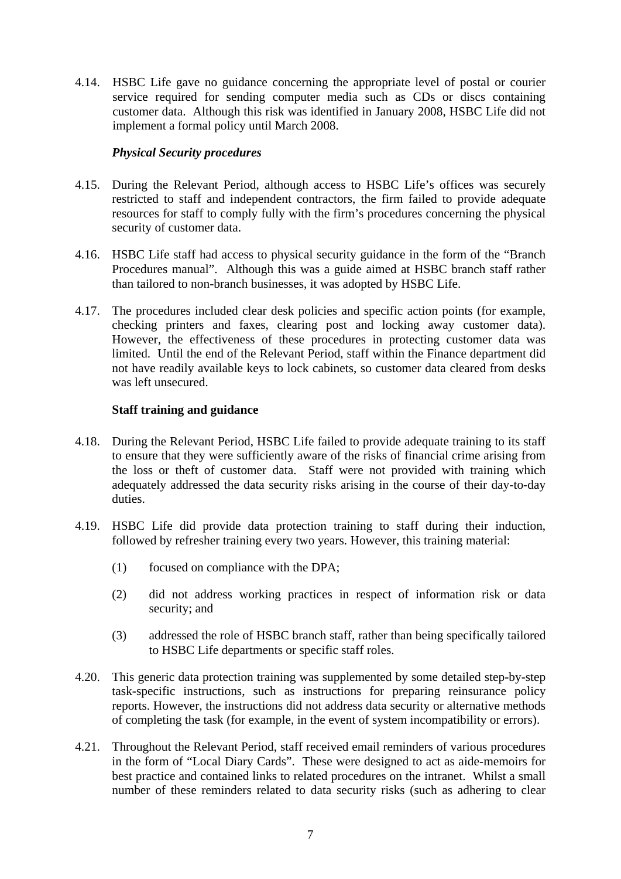4.14. HSBC Life gave no guidance concerning the appropriate level of postal or courier service required for sending computer media such as CDs or discs containing customer data. Although this risk was identified in January 2008, HSBC Life did not implement a formal policy until March 2008.

***Physical Security procedures***

4.15. During the Relevant Period, although access to HSBC Life's offices was securely restricted to staff and independent contractors, the firm failed to provide adequate resources for staff to comply fully with the firm's procedures concerning the physical security of customer data.

4.16. HSBC Life staff had access to physical security guidance in the form of the "Branch Procedures manual". Although this was a guide aimed at HSBC branch staff rather than tailored to non-branch businesses, it was adopted by HSBC Life.

4.17. The procedures included clear desk policies and specific action points (for example, checking printers and faxes, clearing post and locking away customer data). However, the effectiveness of these procedures in protecting customer data was limited. Until the end of the Relevant Period, staff within the Finance department did not have readily available keys to lock cabinets, so customer data cleared from desks was left unsecured.

**Staff training and guidance**

4.18. During the Relevant Period, HSBC Life failed to provide adequate training to its staff to ensure that they were sufficiently aware of the risks of financial crime arising from the loss or theft of customer data. Staff were not provided with training which adequately addressed the data security risks arising in the course of their day-to-day duties.

4.19. HSBC Life did provide data protection training to staff during their induction, followed by refresher training every two years. However, this training material:

(1) focused on compliance with the DPA;

(2) did not address working practices in respect of information risk or data security; and

(3) addressed the role of HSBC branch staff, rather than being specifically tailored to HSBC Life departments or specific staff roles.

4.20. This generic data protection training was supplemented by some detailed step-by-step task-specific instructions, such as instructions for preparing reinsurance policy reports. However, the instructions did not address data security or alternative methods of completing the task (for example, in the event of system incompatibility or errors).

4.21. Throughout the Relevant Period, staff received email reminders of various procedures in the form of "Local Diary Cards". These were designed to act as aide-memoirs for best practice and contained links to related procedures on the intranet. Whilst a small number of these reminders related to data security risks (such as adhering to clear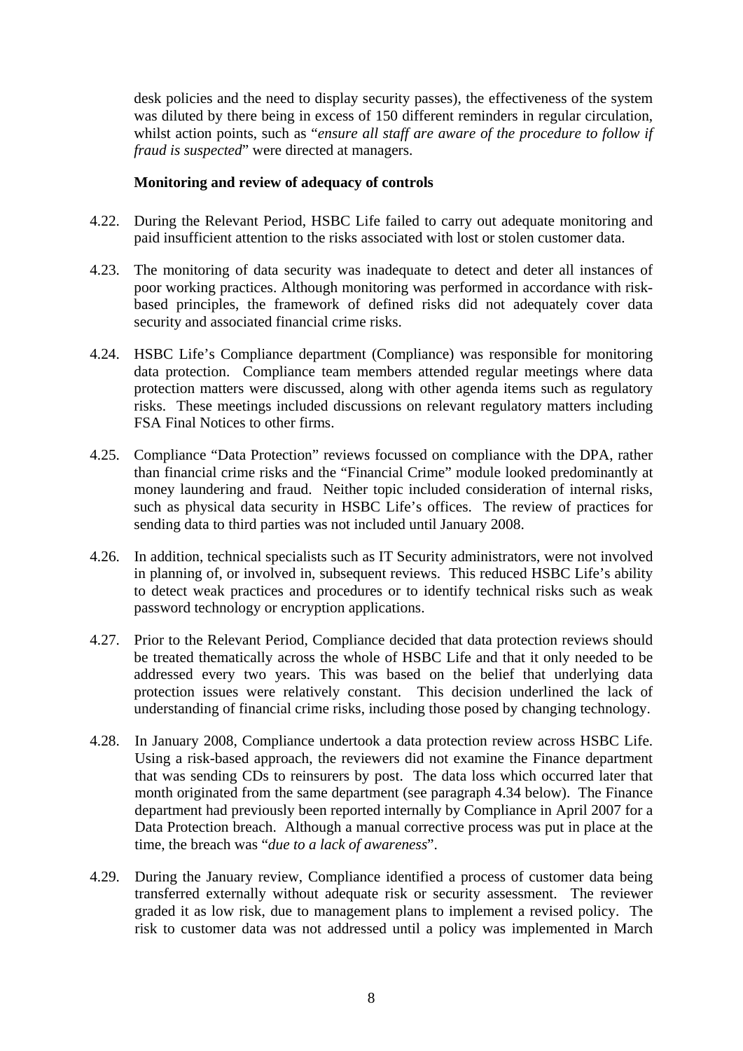desk policies and the need to display security passes), the effectiveness of the system was diluted by there being in excess of 150 different reminders in regular circulation, whilst action points, such as "*ensure all staff are aware of the procedure to follow if fraud is suspected*" were directed at managers.

**Monitoring and review of adequacy of controls**

4.22. During the Relevant Period, HSBC Life failed to carry out adequate monitoring and paid insufficient attention to the risks associated with lost or stolen customer data.

4.23. The monitoring of data security was inadequate to detect and deter all instances of poor working practices. Although monitoring was performed in accordance with risk-based principles, the framework of defined risks did not adequately cover data security and associated financial crime risks.

4.24. HSBC Life's Compliance department (Compliance) was responsible for monitoring data protection. Compliance team members attended regular meetings where data protection matters were discussed, along with other agenda items such as regulatory risks. These meetings included discussions on relevant regulatory matters including FSA Final Notices to other firms.

4.25. Compliance "Data Protection" reviews focussed on compliance with the DPA, rather than financial crime risks and the "Financial Crime" module looked predominantly at money laundering and fraud. Neither topic included consideration of internal risks, such as physical data security in HSBC Life's offices. The review of practices for sending data to third parties was not included until January 2008.

4.26. In addition, technical specialists such as IT Security administrators, were not involved in planning of, or involved in, subsequent reviews. This reduced HSBC Life's ability to detect weak practices and procedures or to identify technical risks such as weak password technology or encryption applications.

4.27. Prior to the Relevant Period, Compliance decided that data protection reviews should be treated thematically across the whole of HSBC Life and that it only needed to be addressed every two years. This was based on the belief that underlying data protection issues were relatively constant. This decision underlined the lack of understanding of financial crime risks, including those posed by changing technology.

4.28. In January 2008, Compliance undertook a data protection review across HSBC Life. Using a risk-based approach, the reviewers did not examine the Finance department that was sending CDs to reinsurers by post. The data loss which occurred later that month originated from the same department (see paragraph 4.34 below). The Finance department had previously been reported internally by Compliance in April 2007 for a Data Protection breach. Although a manual corrective process was put in place at the time, the breach was "*due to a lack of awareness*".

4.29. During the January review, Compliance identified a process of customer data being transferred externally without adequate risk or security assessment. The reviewer graded it as low risk, due to management plans to implement a revised policy. The risk to customer data was not addressed until a policy was implemented in March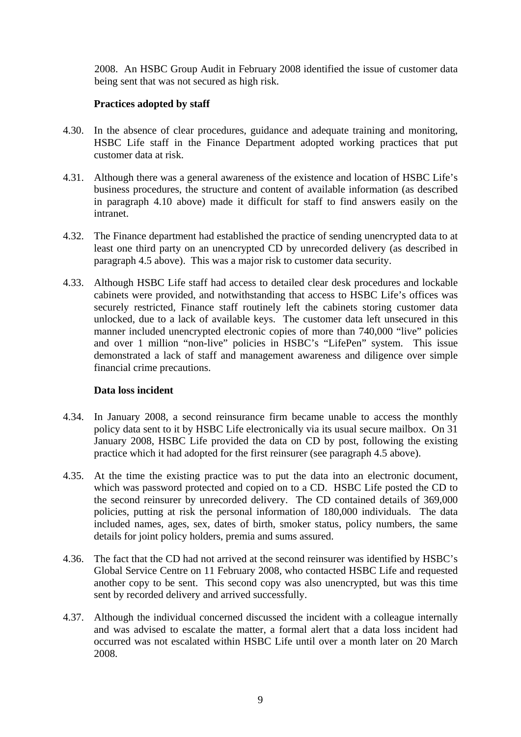2008. An HSBC Group Audit in February 2008 identified the issue of customer data being sent that was not secured as high risk.

**Practices adopted by staff**

4.30. In the absence of clear procedures, guidance and adequate training and monitoring, HSBC Life staff in the Finance Department adopted working practices that put customer data at risk.

4.31. Although there was a general awareness of the existence and location of HSBC Life's business procedures, the structure and content of available information (as described in paragraph 4.10 above) made it difficult for staff to find answers easily on the intranet.

4.32. The Finance department had established the practice of sending unencrypted data to at least one third party on an unencrypted CD by unrecorded delivery (as described in paragraph 4.5 above). This was a major risk to customer data security.

4.33. Although HSBC Life staff had access to detailed clear desk procedures and lockable cabinets were provided, and notwithstanding that access to HSBC Life's offices was securely restricted, Finance staff routinely left the cabinets storing customer data unlocked, due to a lack of available keys. The customer data left unsecured in this manner included unencrypted electronic copies of more than 740,000 "live" policies and over 1 million "non-live" policies in HSBC's "LifePen" system. This issue demonstrated a lack of staff and management awareness and diligence over simple financial crime precautions.

**Data loss incident**

4.34. In January 2008, a second reinsurance firm became unable to access the monthly policy data sent to it by HSBC Life electronically via its usual secure mailbox. On 31 January 2008, HSBC Life provided the data on CD by post, following the existing practice which it had adopted for the first reinsurer (see paragraph 4.5 above).

4.35. At the time the existing practice was to put the data into an electronic document, which was password protected and copied on to a CD. HSBC Life posted the CD to the second reinsurer by unrecorded delivery. The CD contained details of 369,000 policies, putting at risk the personal information of 180,000 individuals. The data included names, ages, sex, dates of birth, smoker status, policy numbers, the same details for joint policy holders, premia and sums assured.

4.36. The fact that the CD had not arrived at the second reinsurer was identified by HSBC's Global Service Centre on 11 February 2008, who contacted HSBC Life and requested another copy to be sent. This second copy was also unencrypted, but was this time sent by recorded delivery and arrived successfully.

4.37. Although the individual concerned discussed the incident with a colleague internally and was advised to escalate the matter, a formal alert that a data loss incident had occurred was not escalated within HSBC Life until over a month later on 20 March 2008.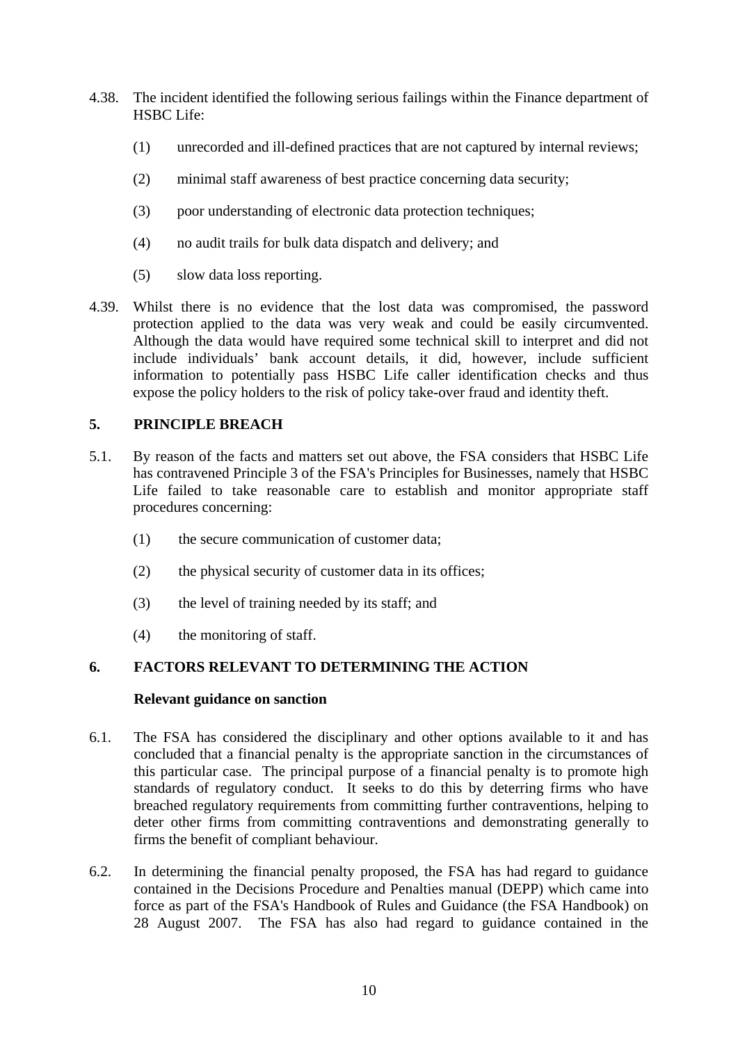4.38. The incident identified the following serious failings within the Finance department of HSBC Life:

(1) unrecorded and ill-defined practices that are not captured by internal reviews;

(2) minimal staff awareness of best practice concerning data security;

(3) poor understanding of electronic data protection techniques;

(4) no audit trails for bulk data dispatch and delivery; and

(5) slow data loss reporting.

4.39. Whilst there is no evidence that the lost data was compromised, the password protection applied to the data was very weak and could be easily circumvented. Although the data would have required some technical skill to interpret and did not include individuals' bank account details, it did, however, include sufficient information to potentially pass HSBC Life caller identification checks and thus expose the policy holders to the risk of policy take-over fraud and identity theft.

## 5. PRINCIPLE BREACH

5.1. By reason of the facts and matters set out above, the FSA considers that HSBC Life has contravened Principle 3 of the FSA's Principles for Businesses, namely that HSBC Life failed to take reasonable care to establish and monitor appropriate staff procedures concerning:

(1) the secure communication of customer data;

(2) the physical security of customer data in its offices;

(3) the level of training needed by its staff; and

(4) the monitoring of staff.

## 6. FACTORS RELEVANT TO DETERMINING THE ACTION

### Relevant guidance on sanction

6.1. The FSA has considered the disciplinary and other options available to it and has concluded that a financial penalty is the appropriate sanction in the circumstances of this particular case. The principal purpose of a financial penalty is to promote high standards of regulatory conduct. It seeks to do this by deterring firms who have breached regulatory requirements from committing further contraventions, helping to deter other firms from committing contraventions and demonstrating generally to firms the benefit of compliant behaviour.

6.2. In determining the financial penalty proposed, the FSA has had regard to guidance contained in the Decisions Procedure and Penalties manual (DEPP) which came into force as part of the FSA's Handbook of Rules and Guidance (the FSA Handbook) on 28 August 2007. The FSA has also had regard to guidance contained in the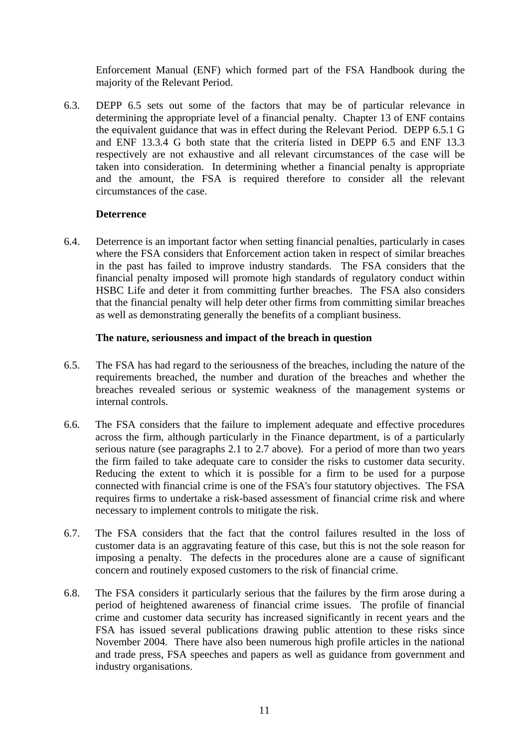Enforcement Manual (ENF) which formed part of the FSA Handbook during the majority of the Relevant Period.

6.3. DEPP 6.5 sets out some of the factors that may be of particular relevance in determining the appropriate level of a financial penalty. Chapter 13 of ENF contains the equivalent guidance that was in effect during the Relevant Period. DEPP 6.5.1 G and ENF 13.3.4 G both state that the criteria listed in DEPP 6.5 and ENF 13.3 respectively are not exhaustive and all relevant circumstances of the case will be taken into consideration. In determining whether a financial penalty is appropriate and the amount, the FSA is required therefore to consider all the relevant circumstances of the case.

**Deterrence**

6.4. Deterrence is an important factor when setting financial penalties, particularly in cases where the FSA considers that Enforcement action taken in respect of similar breaches in the past has failed to improve industry standards. The FSA considers that the financial penalty imposed will promote high standards of regulatory conduct within HSBC Life and deter it from committing further breaches. The FSA also considers that the financial penalty will help deter other firms from committing similar breaches as well as demonstrating generally the benefits of a compliant business.

**The nature, seriousness and impact of the breach in question**

6.5. The FSA has had regard to the seriousness of the breaches, including the nature of the requirements breached, the number and duration of the breaches and whether the breaches revealed serious or systemic weakness of the management systems or internal controls.

6.6. The FSA considers that the failure to implement adequate and effective procedures across the firm, although particularly in the Finance department, is of a particularly serious nature (see paragraphs 2.1 to 2.7 above). For a period of more than two years the firm failed to take adequate care to consider the risks to customer data security. Reducing the extent to which it is possible for a firm to be used for a purpose connected with financial crime is one of the FSA's four statutory objectives. The FSA requires firms to undertake a risk-based assessment of financial crime risk and where necessary to implement controls to mitigate the risk.

6.7. The FSA considers that the fact that the control failures resulted in the loss of customer data is an aggravating feature of this case, but this is not the sole reason for imposing a penalty. The defects in the procedures alone are a cause of significant concern and routinely exposed customers to the risk of financial crime.

6.8. The FSA considers it particularly serious that the failures by the firm arose during a period of heightened awareness of financial crime issues. The profile of financial crime and customer data security has increased significantly in recent years and the FSA has issued several publications drawing public attention to these risks since November 2004. There have also been numerous high profile articles in the national and trade press, FSA speeches and papers as well as guidance from government and industry organisations.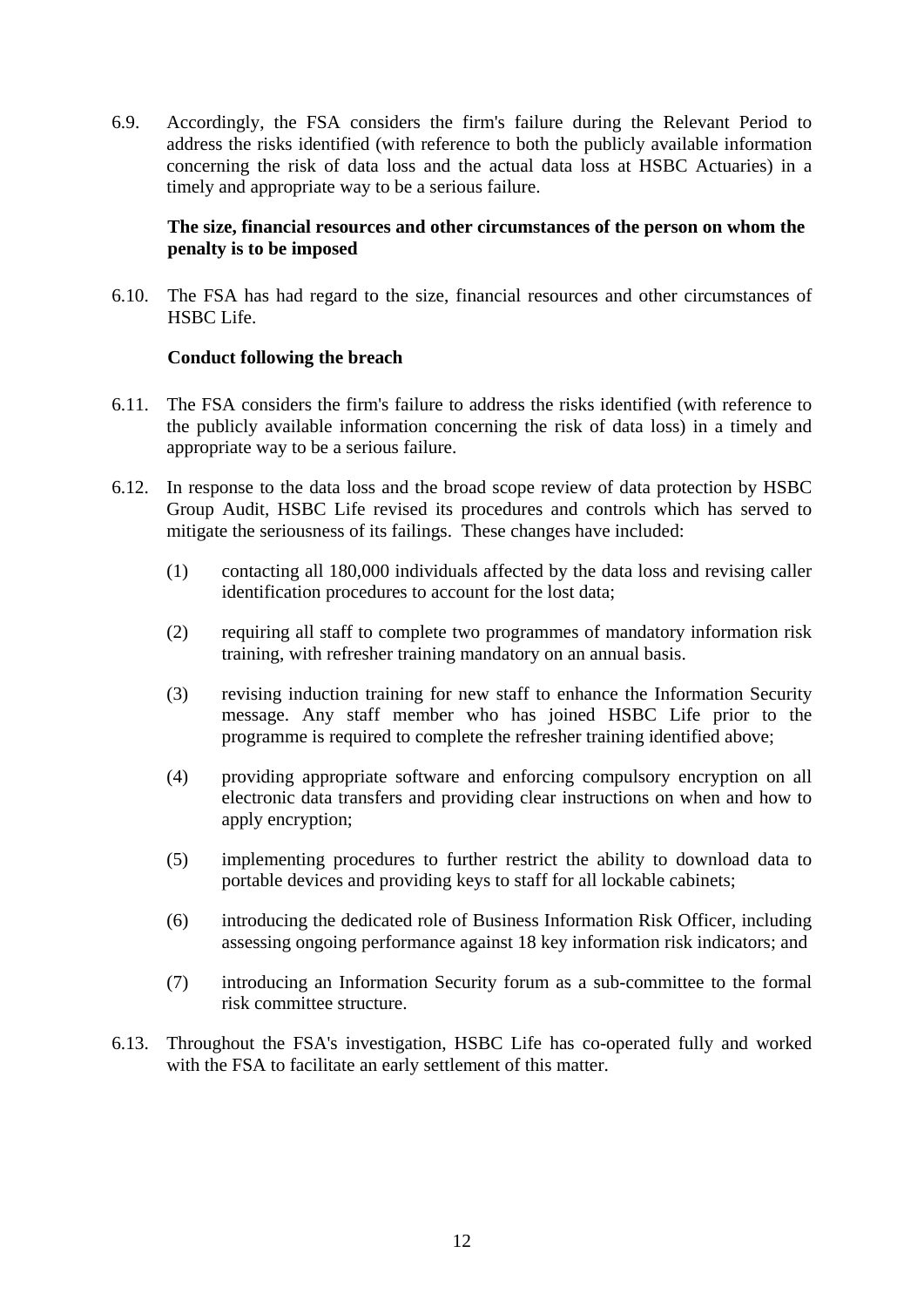6.9. Accordingly, the FSA considers the firm's failure during the Relevant Period to address the risks identified (with reference to both the publicly available information concerning the risk of data loss and the actual data loss at HSBC Actuaries) in a timely and appropriate way to be a serious failure.

**The size, financial resources and other circumstances of the person on whom the penalty is to be imposed**

6.10. The FSA has had regard to the size, financial resources and other circumstances of HSBC Life.

**Conduct following the breach**

6.11. The FSA considers the firm's failure to address the risks identified (with reference to the publicly available information concerning the risk of data loss) in a timely and appropriate way to be a serious failure.

6.12. In response to the data loss and the broad scope review of data protection by HSBC Group Audit, HSBC Life revised its procedures and controls which has served to mitigate the seriousness of its failings. These changes have included:

(1) contacting all 180,000 individuals affected by the data loss and revising caller identification procedures to account for the lost data;

(2) requiring all staff to complete two programmes of mandatory information risk training, with refresher training mandatory on an annual basis.

(3) revising induction training for new staff to enhance the Information Security message. Any staff member who has joined HSBC Life prior to the programme is required to complete the refresher training identified above;

(4) providing appropriate software and enforcing compulsory encryption on all electronic data transfers and providing clear instructions on when and how to apply encryption;

(5) implementing procedures to further restrict the ability to download data to portable devices and providing keys to staff for all lockable cabinets;

(6) introducing the dedicated role of Business Information Risk Officer, including assessing ongoing performance against 18 key information risk indicators; and

(7) introducing an Information Security forum as a sub-committee to the formal risk committee structure.

6.13. Throughout the FSA's investigation, HSBC Life has co-operated fully and worked with the FSA to facilitate an early settlement of this matter.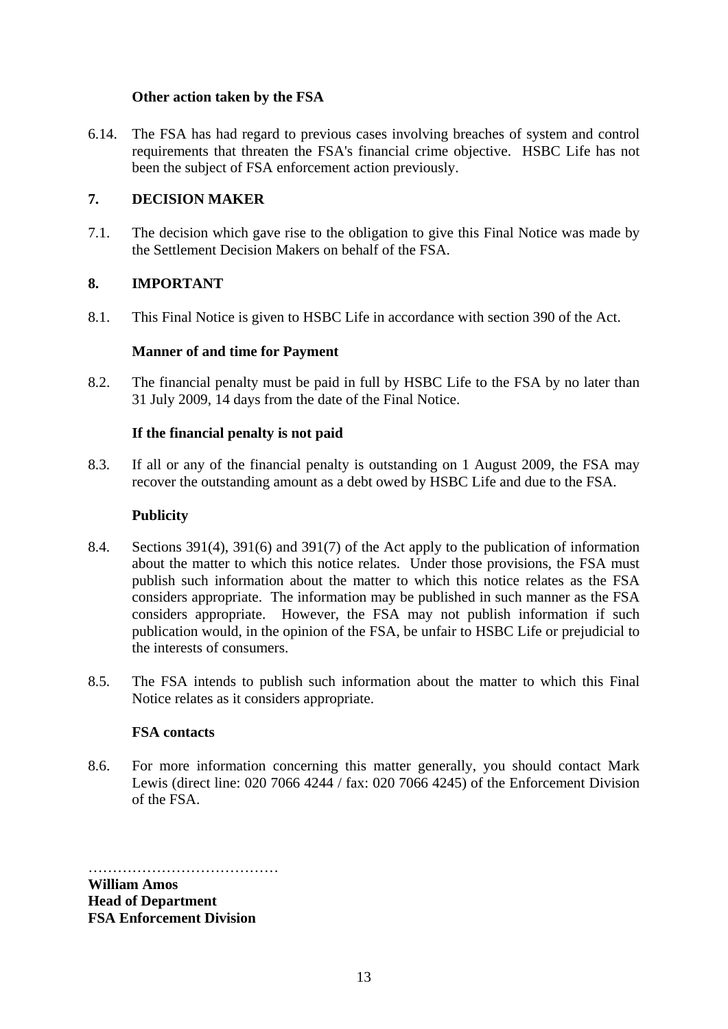**Other action taken by the FSA**

6.14. The FSA has had regard to previous cases involving breaches of system and control requirements that threaten the FSA's financial crime objective. HSBC Life has not been the subject of FSA enforcement action previously.

## 7. DECISION MAKER

7.1. The decision which gave rise to the obligation to give this Final Notice was made by the Settlement Decision Makers on behalf of the FSA.

## 8. IMPORTANT

8.1. This Final Notice is given to HSBC Life in accordance with section 390 of the Act.

**Manner of and time for Payment**

8.2. The financial penalty must be paid in full by HSBC Life to the FSA by no later than 31 July 2009, 14 days from the date of the Final Notice.

**If the financial penalty is not paid**

8.3. If all or any of the financial penalty is outstanding on 1 August 2009, the FSA may recover the outstanding amount as a debt owed by HSBC Life and due to the FSA.

**Publicity**

8.4. Sections 391(4), 391(6) and 391(7) of the Act apply to the publication of information about the matter to which this notice relates. Under those provisions, the FSA must publish such information about the matter to which this notice relates as the FSA considers appropriate. The information may be published in such manner as the FSA considers appropriate. However, the FSA may not publish information if such publication would, in the opinion of the FSA, be unfair to HSBC Life or prejudicial to the interests of consumers.

8.5. The FSA intends to publish such information about the matter to which this Final Notice relates as it considers appropriate.

**FSA contacts**

8.6. For more information concerning this matter generally, you should contact Mark Lewis (direct line: 020 7066 4244 / fax: 020 7066 4245) of the Enforcement Division of the FSA.

…………………………………

**William Amos**
**Head of Department**
**FSA Enforcement Division**